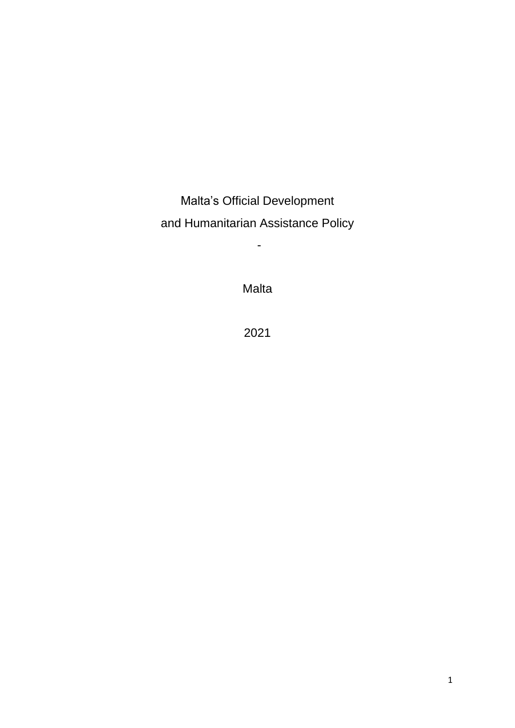# Malta's Official Development and Humanitarian Assistance Policy

-

Malta

2021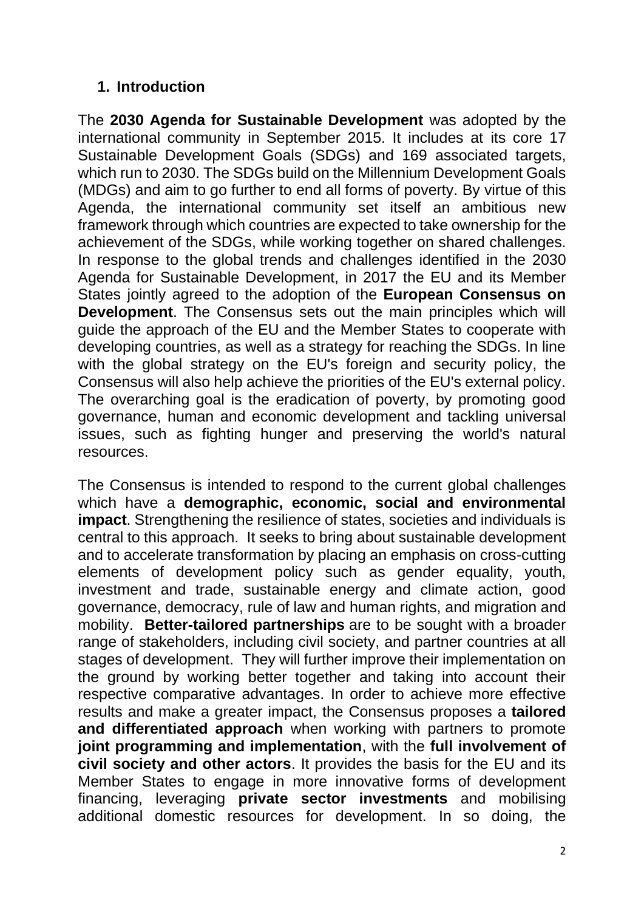## 1. Introduction

The **2030 Agenda for Sustainable Development** was adopted by the international community in September 2015. It includes at its core 17 Sustainable Development Goals (SDGs) and 169 associated targets, which run to 2030. The SDGs build on the Millennium Development Goals (MDGs) and aim to go further to end all forms of poverty. By virtue of this Agenda, the international community set itself an ambitious new framework through which countries are expected to take ownership for the achievement of the SDGs, while working together on shared challenges. In response to the global trends and challenges identified in the 2030 Agenda for Sustainable Development, in 2017 the EU and its Member States jointly agreed to the adoption of the **European Consensus on Development**. The Consensus sets out the main principles which will guide the approach of the EU and the Member States to cooperate with developing countries, as well as a strategy for reaching the SDGs. In line with the global strategy on the EU's foreign and security policy, the Consensus will also help achieve the priorities of the EU's external policy. The overarching goal is the eradication of poverty, by promoting good governance, human and economic development and tackling universal issues, such as fighting hunger and preserving the world's natural resources.

The Consensus is intended to respond to the current global challenges which have a **demographic, economic, social and environmental impact**. Strengthening the resilience of states, societies and individuals is central to this approach. It seeks to bring about sustainable development and to accelerate transformation by placing an emphasis on cross-cutting elements of development policy such as gender equality, youth, investment and trade, sustainable energy and climate action, good governance, democracy, rule of law and human rights, and migration and mobility. **Better-tailored partnerships** are to be sought with a broader range of stakeholders, including civil society, and partner countries at all stages of development. They will further improve their implementation on the ground by working better together and taking into account their respective comparative advantages. In order to achieve more effective results and make a greater impact, the Consensus proposes a **tailored and differentiated approach** when working with partners to promote **joint programming and implementation**, with the **full involvement of civil society and other actors**. It provides the basis for the EU and its Member States to engage in more innovative forms of development financing, leveraging **private sector investments** and mobilising additional domestic resources for development. In so doing, the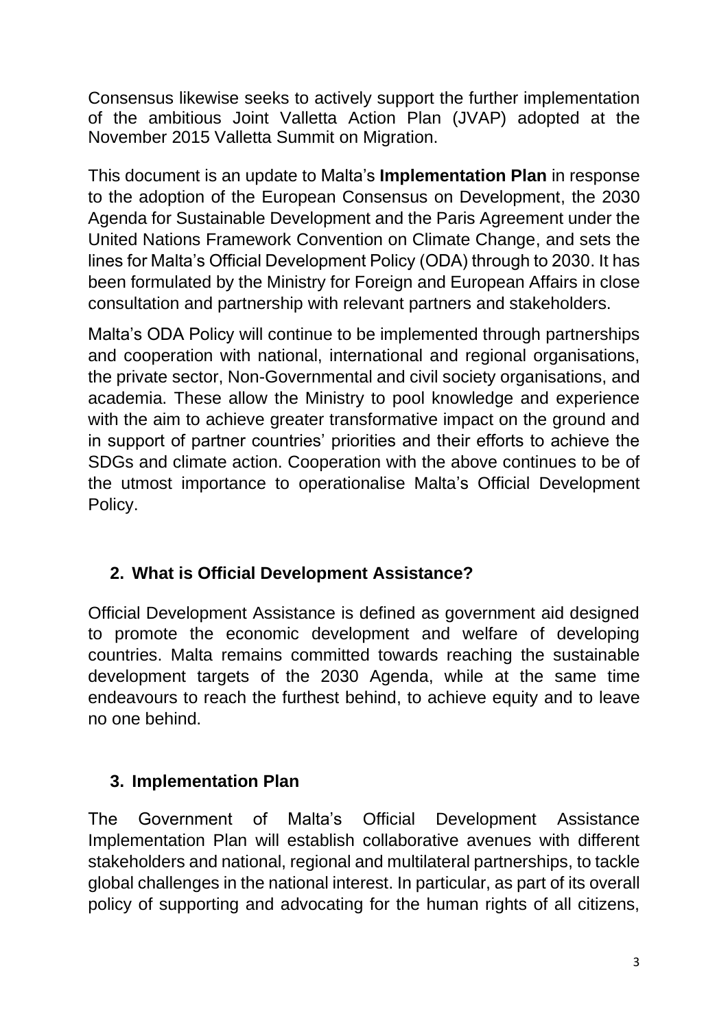Consensus likewise seeks to actively support the further implementation of the ambitious Joint Valletta Action Plan (JVAP) adopted at the November 2015 Valletta Summit on Migration.

This document is an update to Malta's **Implementation Plan** in response to the adoption of the European Consensus on Development, the 2030 Agenda for Sustainable Development and the Paris Agreement under the United Nations Framework Convention on Climate Change, and sets the lines for Malta's Official Development Policy (ODA) through to 2030. It has been formulated by the Ministry for Foreign and European Affairs in close consultation and partnership with relevant partners and stakeholders.

Malta's ODA Policy will continue to be implemented through partnerships and cooperation with national, international and regional organisations, the private sector, Non-Governmental and civil society organisations, and academia. These allow the Ministry to pool knowledge and experience with the aim to achieve greater transformative impact on the ground and in support of partner countries' priorities and their efforts to achieve the SDGs and climate action. Cooperation with the above continues to be of the utmost importance to operationalise Malta's Official Development Policy.

## 2. What is Official Development Assistance?

Official Development Assistance is defined as government aid designed to promote the economic development and welfare of developing countries. Malta remains committed towards reaching the sustainable development targets of the 2030 Agenda, while at the same time endeavours to reach the furthest behind, to achieve equity and to leave no one behind.

## 3. Implementation Plan

The Government of Malta's Official Development Assistance Implementation Plan will establish collaborative avenues with different stakeholders and national, regional and multilateral partnerships, to tackle global challenges in the national interest. In particular, as part of its overall policy of supporting and advocating for the human rights of all citizens,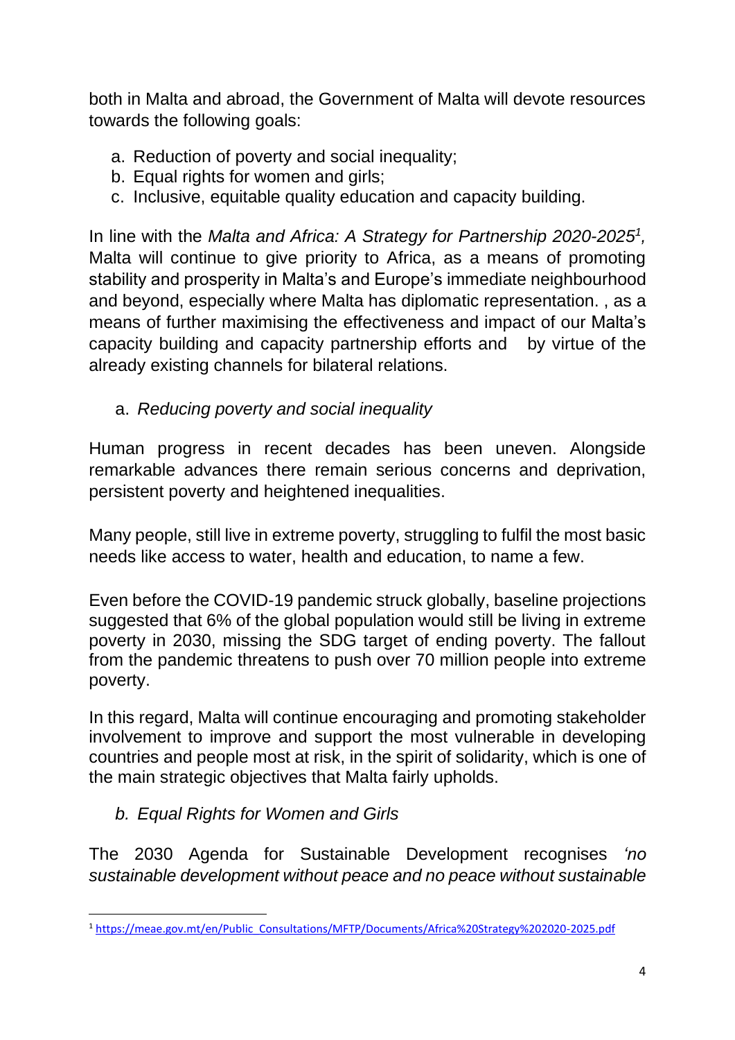both in Malta and abroad, the Government of Malta will devote resources towards the following goals:

a. Reduction of poverty and social inequality;
b. Equal rights for women and girls;
c. Inclusive, equitable quality education and capacity building.

In line with the *Malta and Africa: A Strategy for Partnership 2020-2025*[1], Malta will continue to give priority to Africa, as a means of promoting stability and prosperity in Malta's and Europe's immediate neighbourhood and beyond, especially where Malta has diplomatic representation. , as a means of further maximising the effectiveness and impact of our Malta's capacity building and capacity partnership efforts and by virtue of the already existing channels for bilateral relations.

a. *Reducing poverty and social inequality*

Human progress in recent decades has been uneven. Alongside remarkable advances there remain serious concerns and deprivation, persistent poverty and heightened inequalities.

Many people, still live in extreme poverty, struggling to fulfil the most basic needs like access to water, health and education, to name a few.

Even before the COVID-19 pandemic struck globally, baseline projections suggested that 6% of the global population would still be living in extreme poverty in 2030, missing the SDG target of ending poverty. The fallout from the pandemic threatens to push over 70 million people into extreme poverty.

In this regard, Malta will continue encouraging and promoting stakeholder involvement to improve and support the most vulnerable in developing countries and people most at risk, in the spirit of solidarity, which is one of the main strategic objectives that Malta fairly upholds.

b. *Equal Rights for Women and Girls*

The 2030 Agenda for Sustainable Development recognises *'no sustainable development without peace and no peace without sustainable*

---

[1] https://meae.gov.mt/en/Public_Consultations/MFTP/Documents/Africa%20Strategy%202020-2025.pdf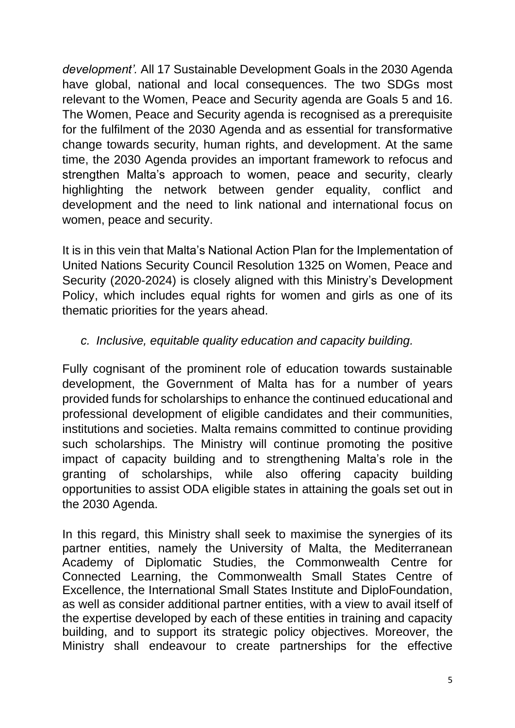*development'.* All 17 Sustainable Development Goals in the 2030 Agenda have global, national and local consequences. The two SDGs most relevant to the Women, Peace and Security agenda are Goals 5 and 16. The Women, Peace and Security agenda is recognised as a prerequisite for the fulfilment of the 2030 Agenda and as essential for transformative change towards security, human rights, and development. At the same time, the 2030 Agenda provides an important framework to refocus and strengthen Malta's approach to women, peace and security, clearly highlighting the network between gender equality, conflict and development and the need to link national and international focus on women, peace and security.

It is in this vein that Malta's National Action Plan for the Implementation of United Nations Security Council Resolution 1325 on Women, Peace and Security (2020-2024) is closely aligned with this Ministry's Development Policy, which includes equal rights for women and girls as one of its thematic priorities for the years ahead.

*c. Inclusive, equitable quality education and capacity building.*

Fully cognisant of the prominent role of education towards sustainable development, the Government of Malta has for a number of years provided funds for scholarships to enhance the continued educational and professional development of eligible candidates and their communities, institutions and societies. Malta remains committed to continue providing such scholarships. The Ministry will continue promoting the positive impact of capacity building and to strengthening Malta's role in the granting of scholarships, while also offering capacity building opportunities to assist ODA eligible states in attaining the goals set out in the 2030 Agenda.

In this regard, this Ministry shall seek to maximise the synergies of its partner entities, namely the University of Malta, the Mediterranean Academy of Diplomatic Studies, the Commonwealth Centre for Connected Learning, the Commonwealth Small States Centre of Excellence, the International Small States Institute and DiploFoundation, as well as consider additional partner entities, with a view to avail itself of the expertise developed by each of these entities in training and capacity building, and to support its strategic policy objectives. Moreover, the Ministry shall endeavour to create partnerships for the effective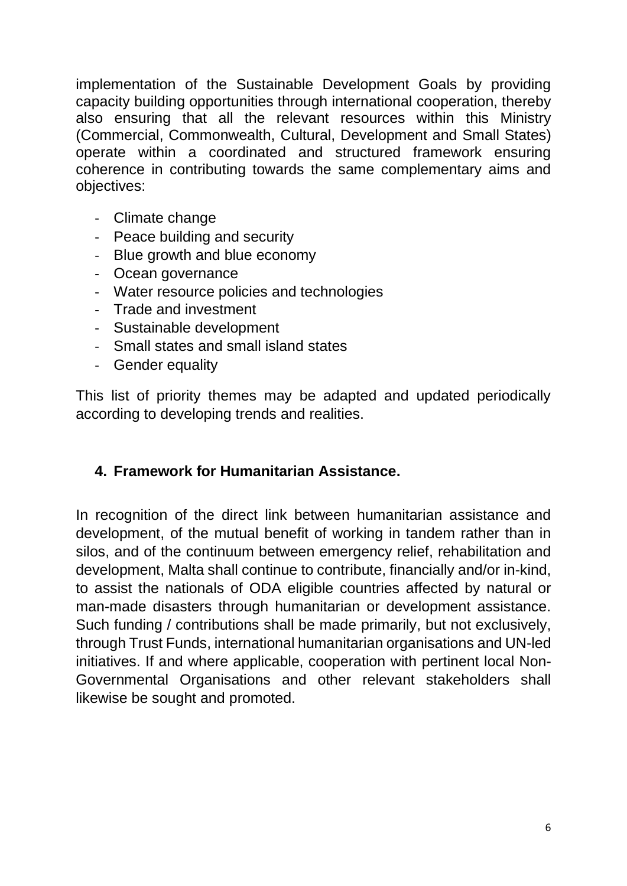implementation of the Sustainable Development Goals by providing capacity building opportunities through international cooperation, thereby also ensuring that all the relevant resources within this Ministry (Commercial, Commonwealth, Cultural, Development and Small States) operate within a coordinated and structured framework ensuring coherence in contributing towards the same complementary aims and objectives:

- Climate change
- Peace building and security
- Blue growth and blue economy
- Ocean governance
- Water resource policies and technologies
- Trade and investment
- Sustainable development
- Small states and small island states
- Gender equality

This list of priority themes may be adapted and updated periodically according to developing trends and realities.

## 4. Framework for Humanitarian Assistance.

In recognition of the direct link between humanitarian assistance and development, of the mutual benefit of working in tandem rather than in silos, and of the continuum between emergency relief, rehabilitation and development, Malta shall continue to contribute, financially and/or in-kind, to assist the nationals of ODA eligible countries affected by natural or man-made disasters through humanitarian or development assistance. Such funding / contributions shall be made primarily, but not exclusively, through Trust Funds, international humanitarian organisations and UN-led initiatives. If and where applicable, cooperation with pertinent local Non-Governmental Organisations and other relevant stakeholders shall likewise be sought and promoted.